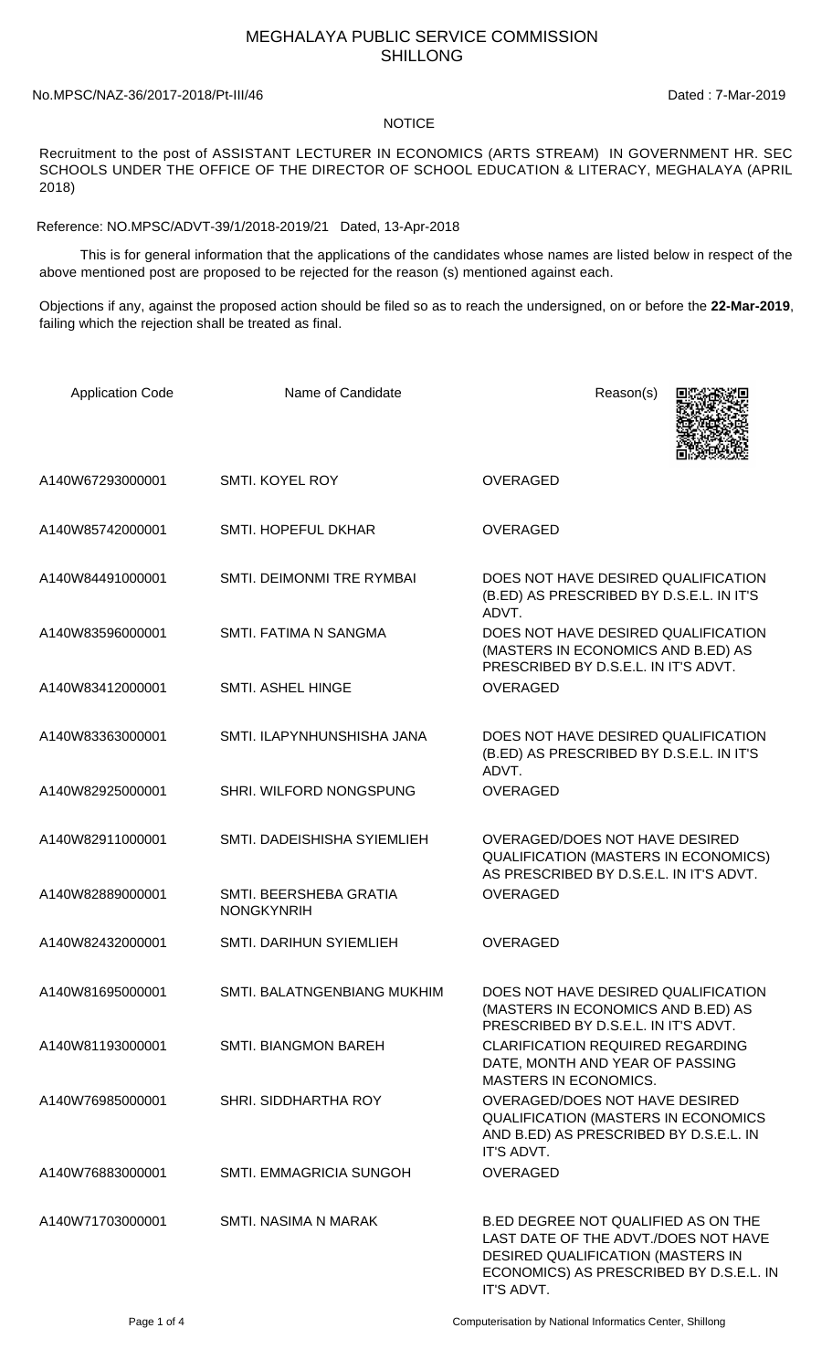# MEGHALAYA PUBLIC SERVICE COMMISSION
## SHILLONG

No.MPSC/NAZ-36/2017-2018/Pt-III/46 Dated : 7-Mar-2019

### NOTICE

Recruitment to the post of ASSISTANT LECTURER IN ECONOMICS (ARTS STREAM) IN GOVERNMENT HR. SEC SCHOOLS UNDER THE OFFICE OF THE DIRECTOR OF SCHOOL EDUCATION & LITERACY, MEGHALAYA (APRIL 2018)

Reference: NO.MPSC/ADVT-39/1/2018-2019/21 Dated, 13-Apr-2018

This is for general information that the applications of the candidates whose names are listed below in respect of the above mentioned post are proposed to be rejected for the reason (s) mentioned against each.

Objections if any, against the proposed action should be filed so as to reach the undersigned, on or before the **22-Mar-2019**, failing which the rejection shall be treated as final.

| Application Code | Name of Candidate | Reason(s) |
|---|---|---|
| A140W67293000001 | SMTI. KOYEL ROY | OVERAGED |
| A140W85742000001 | SMTI. HOPEFUL DKHAR | OVERAGED |
| A140W84491000001 | SMTI. DEIMONMI TRE RYMBAI | DOES NOT HAVE DESIRED QUALIFICATION (B.ED) AS PRESCRIBED BY D.S.E.L. IN IT'S ADVT. |
| A140W83596000001 | SMTI. FATIMA N SANGMA | DOES NOT HAVE DESIRED QUALIFICATION (MASTERS IN ECONOMICS AND B.ED) AS PRESCRIBED BY D.S.E.L. IN IT'S ADVT. |
| A140W83412000001 | SMTI. ASHEL HINGE | OVERAGED |
| A140W83363000001 | SMTI. ILAPYNHUNSHISHA JANA | DOES NOT HAVE DESIRED QUALIFICATION (B.ED) AS PRESCRIBED BY D.S.E.L. IN IT'S ADVT. |
| A140W82925000001 | SHRI. WILFORD NONGSPUNG | OVERAGED |
| A140W82911000001 | SMTI. DADEISHISHA SYIEMLIEH | OVERAGED/DOES NOT HAVE DESIRED QUALIFICATION (MASTERS IN ECONOMICS) AS PRESCRIBED BY D.S.E.L. IN IT'S ADVT. |
| A140W82889000001 | SMTI. BEERSHEBA GRATIA NONGKYNRIH | OVERAGED |
| A140W82432000001 | SMTI. DARIHUN SYIEMLIEH | OVERAGED |
| A140W81695000001 | SMTI. BALATNGENBIANG MUKHIM | DOES NOT HAVE DESIRED QUALIFICATION (MASTERS IN ECONOMICS AND B.ED) AS PRESCRIBED BY D.S.E.L. IN IT'S ADVT. |
| A140W81193000001 | SMTI. BIANGMON BAREH | CLARIFICATION REQUIRED REGARDING DATE, MONTH AND YEAR OF PASSING MASTERS IN ECONOMICS. |
| A140W76985000001 | SHRI. SIDDHARTHA ROY | OVERAGED/DOES NOT HAVE DESIRED QUALIFICATION (MASTERS IN ECONOMICS AND B.ED) AS PRESCRIBED BY D.S.E.L. IN IT'S ADVT. |
| A140W76883000001 | SMTI. EMMAGRICIA SUNGOH | OVERAGED |
| A140W71703000001 | SMTI. NASIMA N MARAK | B.ED DEGREE NOT QUALIFIED AS ON THE LAST DATE OF THE ADVT./DOES NOT HAVE DESIRED QUALIFICATION (MASTERS IN ECONOMICS) AS PRESCRIBED BY D.S.E.L. IN IT'S ADVT. |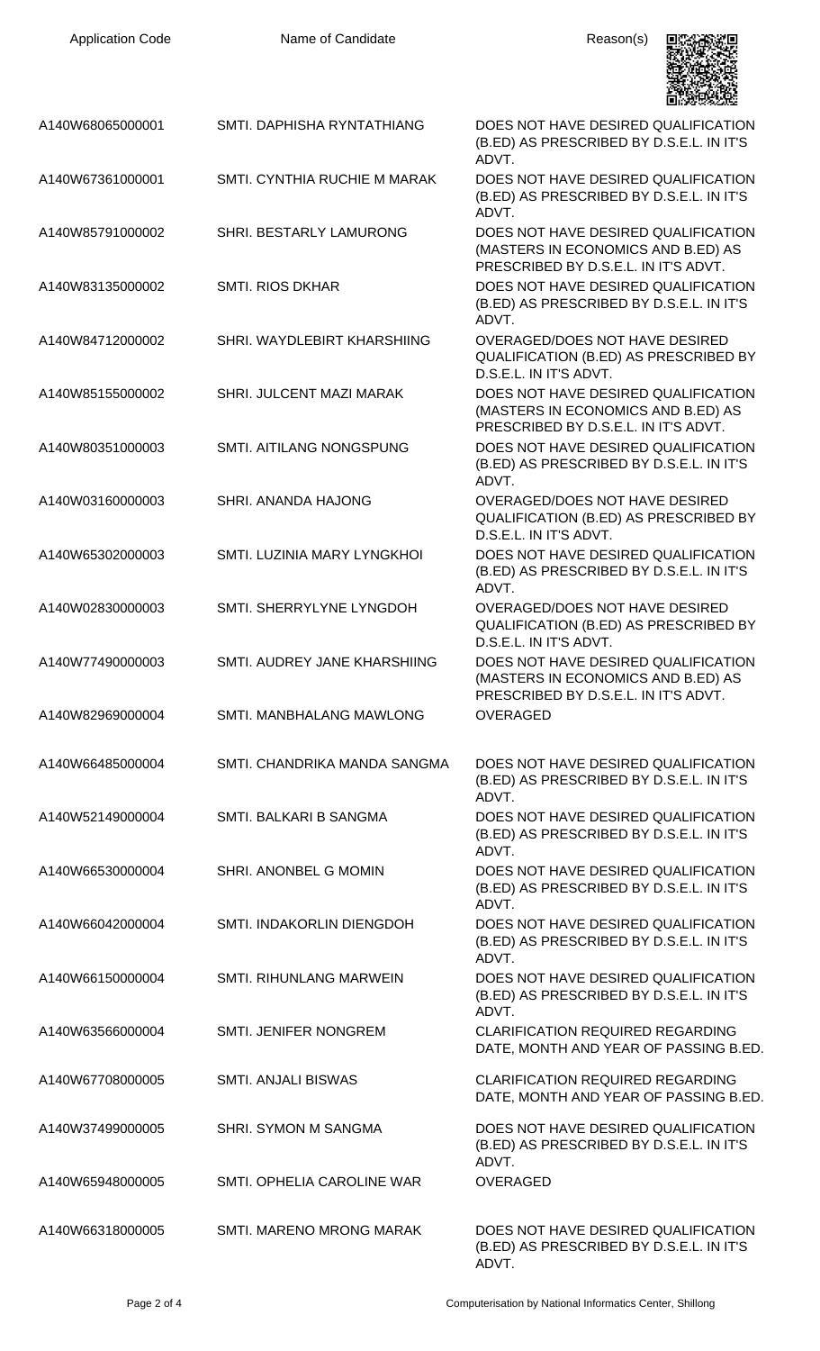| Application Code | Name of Candidate | Reason(s) |
|---|---|---|
| A140W68065000001 | SMTI. DAPHISHA RYNTATHIANG | DOES NOT HAVE DESIRED QUALIFICATION (B.ED) AS PRESCRIBED BY D.S.E.L. IN IT'S ADVT. |
| A140W67361000001 | SMTI. CYNTHIA RUCHIE M MARAK | DOES NOT HAVE DESIRED QUALIFICATION (B.ED) AS PRESCRIBED BY D.S.E.L. IN IT'S ADVT. |
| A140W85791000002 | SHRI. BESTARLY LAMURONG | DOES NOT HAVE DESIRED QUALIFICATION (MASTERS IN ECONOMICS AND B.ED) AS PRESCRIBED BY D.S.E.L. IN IT'S ADVT. |
| A140W83135000002 | SMTI. RIOS DKHAR | DOES NOT HAVE DESIRED QUALIFICATION (B.ED) AS PRESCRIBED BY D.S.E.L. IN IT'S ADVT. |
| A140W84712000002 | SHRI. WAYDLEBIRT KHARSHIING | OVERAGED/DOES NOT HAVE DESIRED QUALIFICATION (B.ED) AS PRESCRIBED BY D.S.E.L. IN IT'S ADVT. |
| A140W85155000002 | SHRI. JULCENT MAZI MARAK | DOES NOT HAVE DESIRED QUALIFICATION (MASTERS IN ECONOMICS AND B.ED) AS PRESCRIBED BY D.S.E.L. IN IT'S ADVT. |
| A140W80351000003 | SMTI. AITILANG NONGSPUNG | DOES NOT HAVE DESIRED QUALIFICATION (B.ED) AS PRESCRIBED BY D.S.E.L. IN IT'S ADVT. |
| A140W03160000003 | SHRI. ANANDA HAJONG | OVERAGED/DOES NOT HAVE DESIRED QUALIFICATION (B.ED) AS PRESCRIBED BY D.S.E.L. IN IT'S ADVT. |
| A140W65302000003 | SMTI. LUZINIA MARY LYNGKHOI | DOES NOT HAVE DESIRED QUALIFICATION (B.ED) AS PRESCRIBED BY D.S.E.L. IN IT'S ADVT. |
| A140W02830000003 | SMTI. SHERRYLYNE LYNGDOH | OVERAGED/DOES NOT HAVE DESIRED QUALIFICATION (B.ED) AS PRESCRIBED BY D.S.E.L. IN IT'S ADVT. |
| A140W77490000003 | SMTI. AUDREY JANE KHARSHIING | DOES NOT HAVE DESIRED QUALIFICATION (MASTERS IN ECONOMICS AND B.ED) AS PRESCRIBED BY D.S.E.L. IN IT'S ADVT. |
| A140W82969000004 | SMTI. MANBHALANG MAWLONG | OVERAGED |
| A140W66485000004 | SMTI. CHANDRIKA MANDA SANGMA | DOES NOT HAVE DESIRED QUALIFICATION (B.ED) AS PRESCRIBED BY D.S.E.L. IN IT'S ADVT. |
| A140W52149000004 | SMTI. BALKARI B SANGMA | DOES NOT HAVE DESIRED QUALIFICATION (B.ED) AS PRESCRIBED BY D.S.E.L. IN IT'S ADVT. |
| A140W66530000004 | SHRI. ANONBEL G MOMIN | DOES NOT HAVE DESIRED QUALIFICATION (B.ED) AS PRESCRIBED BY D.S.E.L. IN IT'S ADVT. |
| A140W66042000004 | SMTI. INDAKORLIN DIENGDOH | DOES NOT HAVE DESIRED QUALIFICATION (B.ED) AS PRESCRIBED BY D.S.E.L. IN IT'S ADVT. |
| A140W66150000004 | SMTI. RIHUNLANG MARWEIN | DOES NOT HAVE DESIRED QUALIFICATION (B.ED) AS PRESCRIBED BY D.S.E.L. IN IT'S ADVT. |
| A140W63566000004 | SMTI. JENIFER NONGREM | CLARIFICATION REQUIRED REGARDING DATE, MONTH AND YEAR OF PASSING B.ED. |
| A140W67708000005 | SMTI. ANJALI BISWAS | CLARIFICATION REQUIRED REGARDING DATE, MONTH AND YEAR OF PASSING B.ED. |
| A140W37499000005 | SHRI. SYMON M SANGMA | DOES NOT HAVE DESIRED QUALIFICATION (B.ED) AS PRESCRIBED BY D.S.E.L. IN IT'S ADVT. |
| A140W65948000005 | SMTI. OPHELIA CAROLINE WAR | OVERAGED |
| A140W66318000005 | SMTI. MARENO MRONG MARAK | DOES NOT HAVE DESIRED QUALIFICATION (B.ED) AS PRESCRIBED BY D.S.E.L. IN IT'S ADVT. |

Computerisation by National Informatics Center, Shillong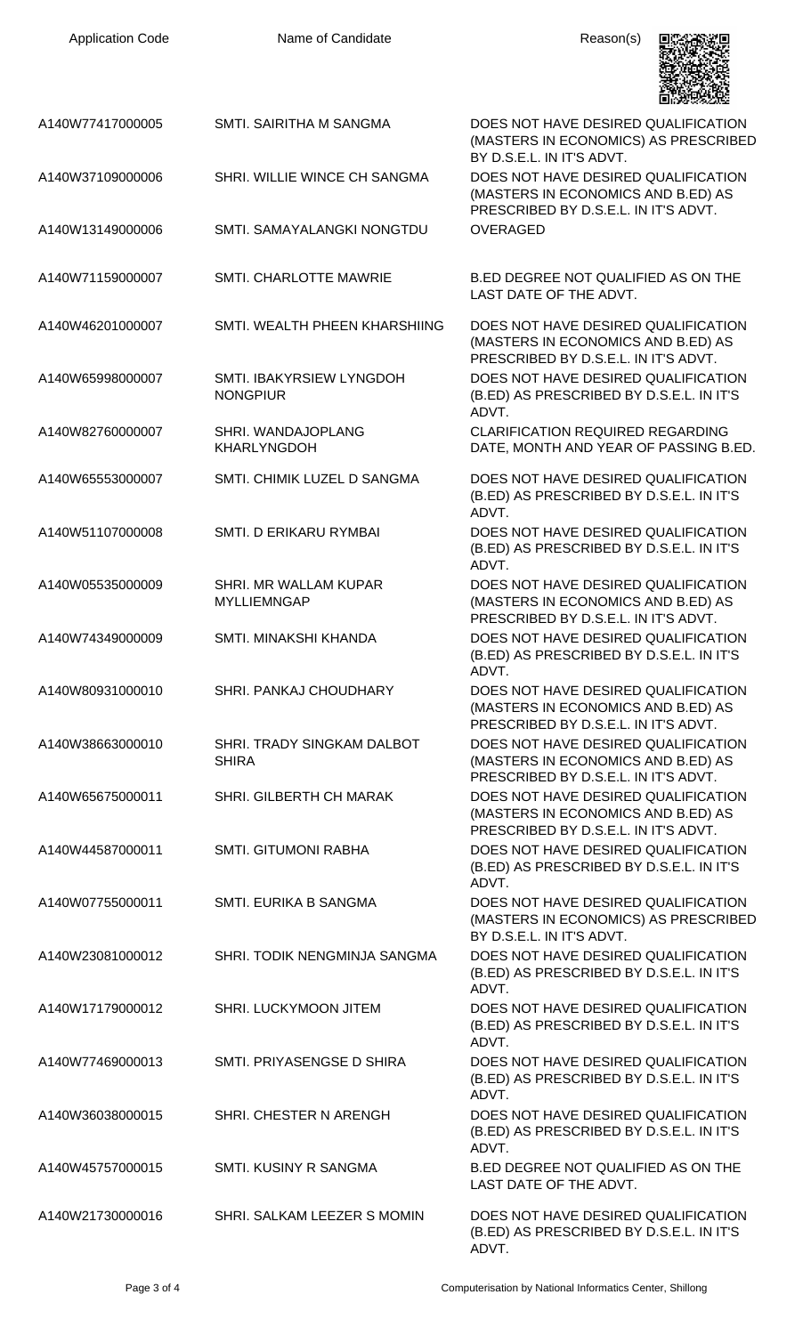| Application Code | Name of Candidate | Reason(s) |
|---|---|---|
| A140W77417000005 | SMTI. SAIRITHA M SANGMA | DOES NOT HAVE DESIRED QUALIFICATION (MASTERS IN ECONOMICS) AS PRESCRIBED BY D.S.E.L. IN IT'S ADVT. |
| A140W37109000006 | SHRI. WILLIE WINCE CH SANGMA | DOES NOT HAVE DESIRED QUALIFICATION (MASTERS IN ECONOMICS AND B.ED) AS PRESCRIBED BY D.S.E.L. IN IT'S ADVT. |
| A140W13149000006 | SMTI. SAMAYALANGKI NONGTDU | OVERAGED |
| A140W71159000007 | SMTI. CHARLOTTE MAWRIE | B.ED DEGREE NOT QUALIFIED AS ON THE LAST DATE OF THE ADVT. |
| A140W46201000007 | SMTI. WEALTH PHEEN KHARSHIING | DOES NOT HAVE DESIRED QUALIFICATION (MASTERS IN ECONOMICS AND B.ED) AS PRESCRIBED BY D.S.E.L. IN IT'S ADVT. |
| A140W65998000007 | SMTI. IBAKYRSIEW LYNGDOH NONGPIUR | DOES NOT HAVE DESIRED QUALIFICATION (B.ED) AS PRESCRIBED BY D.S.E.L. IN IT'S ADVT. |
| A140W82760000007 | SHRI. WANDAJOPLANG KHARLYNGDOH | CLARIFICATION REQUIRED REGARDING DATE, MONTH AND YEAR OF PASSING B.ED. |
| A140W65553000007 | SMTI. CHIMIK LUZEL D SANGMA | DOES NOT HAVE DESIRED QUALIFICATION (B.ED) AS PRESCRIBED BY D.S.E.L. IN IT'S ADVT. |
| A140W51107000008 | SMTI. D ERIKARU RYMBAI | DOES NOT HAVE DESIRED QUALIFICATION (B.ED) AS PRESCRIBED BY D.S.E.L. IN IT'S ADVT. |
| A140W05535000009 | SHRI. MR WALLAM KUPAR MYLLIEMNGAP | DOES NOT HAVE DESIRED QUALIFICATION (MASTERS IN ECONOMICS AND B.ED) AS PRESCRIBED BY D.S.E.L. IN IT'S ADVT. |
| A140W74349000009 | SMTI. MINAKSHI KHANDA | DOES NOT HAVE DESIRED QUALIFICATION (B.ED) AS PRESCRIBED BY D.S.E.L. IN IT'S ADVT. |
| A140W80931000010 | SHRI. PANKAJ CHOUDHARY | DOES NOT HAVE DESIRED QUALIFICATION (MASTERS IN ECONOMICS AND B.ED) AS PRESCRIBED BY D.S.E.L. IN IT'S ADVT. |
| A140W38663000010 | SHRI. TRADY SINGKAM DALBOT SHIRA | DOES NOT HAVE DESIRED QUALIFICATION (MASTERS IN ECONOMICS AND B.ED) AS PRESCRIBED BY D.S.E.L. IN IT'S ADVT. |
| A140W65675000011 | SHRI. GILBERTH CH MARAK | DOES NOT HAVE DESIRED QUALIFICATION (MASTERS IN ECONOMICS AND B.ED) AS PRESCRIBED BY D.S.E.L. IN IT'S ADVT. |
| A140W44587000011 | SMTI. GITUMONI RABHA | DOES NOT HAVE DESIRED QUALIFICATION (B.ED) AS PRESCRIBED BY D.S.E.L. IN IT'S ADVT. |
| A140W07755000011 | SMTI. EURIKA B SANGMA | DOES NOT HAVE DESIRED QUALIFICATION (MASTERS IN ECONOMICS) AS PRESCRIBED BY D.S.E.L. IN IT'S ADVT. |
| A140W23081000012 | SHRI. TODIK NENGMINJA SANGMA | DOES NOT HAVE DESIRED QUALIFICATION (B.ED) AS PRESCRIBED BY D.S.E.L. IN IT'S ADVT. |
| A140W17179000012 | SHRI. LUCKYMOON JITEM | DOES NOT HAVE DESIRED QUALIFICATION (B.ED) AS PRESCRIBED BY D.S.E.L. IN IT'S ADVT. |
| A140W77469000013 | SMTI. PRIYASENGSE D SHIRA | DOES NOT HAVE DESIRED QUALIFICATION (B.ED) AS PRESCRIBED BY D.S.E.L. IN IT'S ADVT. |
| A140W36038000015 | SHRI. CHESTER N ARENGH | DOES NOT HAVE DESIRED QUALIFICATION (B.ED) AS PRESCRIBED BY D.S.E.L. IN IT'S ADVT. |
| A140W45757000015 | SMTI. KUSINY R SANGMA | B.ED DEGREE NOT QUALIFIED AS ON THE LAST DATE OF THE ADVT. |
| A140W21730000016 | SHRI. SALKAM LEEZER S MOMIN | DOES NOT HAVE DESIRED QUALIFICATION (B.ED) AS PRESCRIBED BY D.S.E.L. IN IT'S ADVT. |

Computerisation by National Informatics Center, Shillong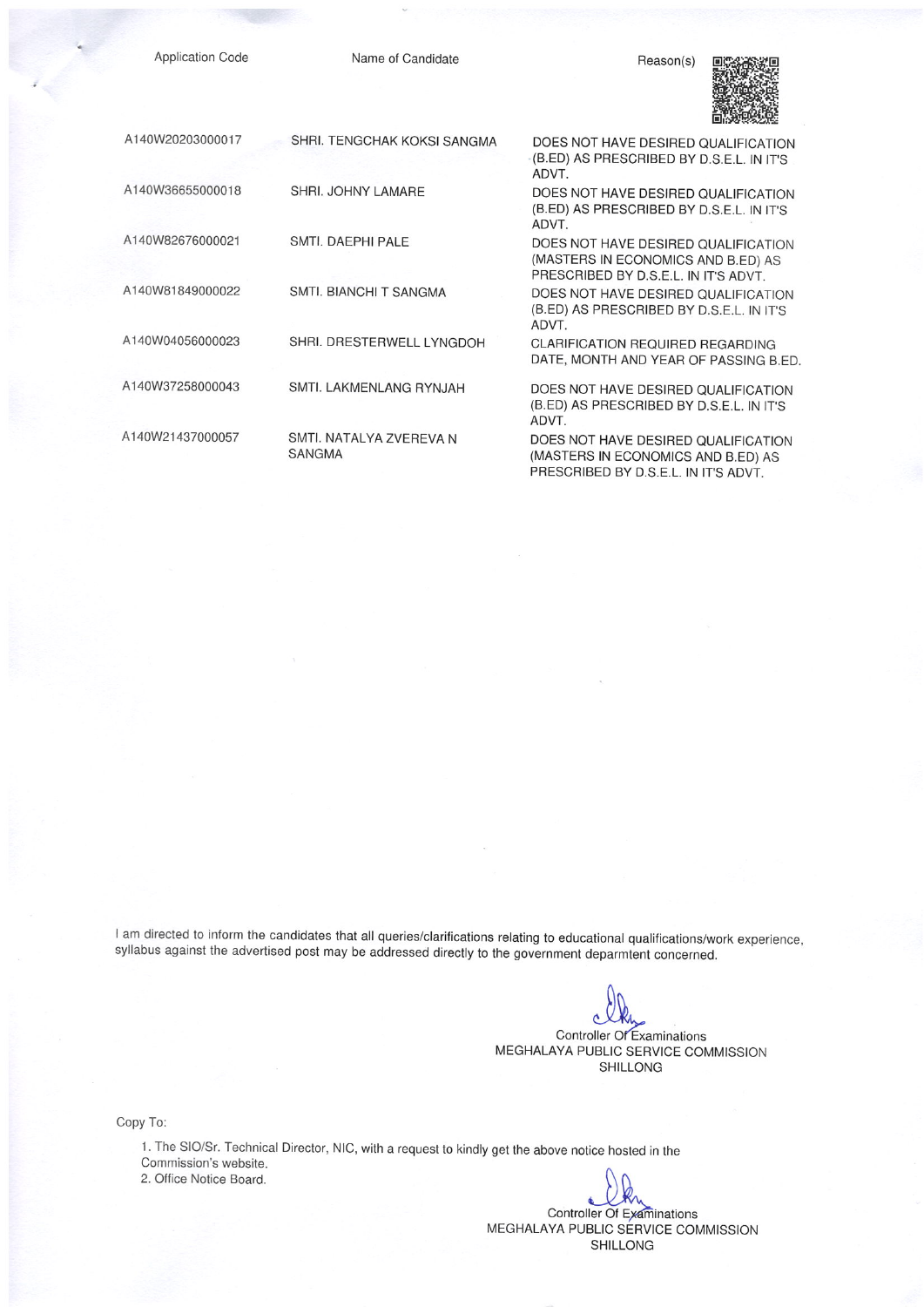| Application Code | Name of Candidate | Reason(s) |
|---|---|---|
| A140W20203000017 | SHRI. TENGCHAK KOKSI SANGMA | DOES NOT HAVE DESIRED QUALIFICATION (B.ED) AS PRESCRIBED BY D.S.E.L. IN IT'S ADVT. |
| A140W36655000018 | SHRI. JOHNY LAMARE | DOES NOT HAVE DESIRED QUALIFICATION (B.ED) AS PRESCRIBED BY D.S.E.L. IN IT'S ADVT. |
| A140W82676000021 | SMTI. DAEPHI PALE | DOES NOT HAVE DESIRED QUALIFICATION (MASTERS IN ECONOMICS AND B.ED) AS PRESCRIBED BY D.S.E.L. IN IT'S ADVT. |
| A140W81849000022 | SMTI. BIANCHI T SANGMA | DOES NOT HAVE DESIRED QUALIFICATION (B.ED) AS PRESCRIBED BY D.S.E.L. IN IT'S ADVT. |
| A140W04056000023 | SHRI. DRESTERWELL LYNGDOH | CLARIFICATION REQUIRED REGARDING DATE, MONTH AND YEAR OF PASSING B.ED. |
| A140W37258000043 | SMTI. LAKMENLANG RYNJAH | DOES NOT HAVE DESIRED QUALIFICATION (B.ED) AS PRESCRIBED BY D.S.E.L. IN IT'S ADVT. |
| A140W21437000057 | SMTI. NATALYA ZVEREVA N SANGMA | DOES NOT HAVE DESIRED QUALIFICATION (MASTERS IN ECONOMICS AND B.ED) AS PRESCRIBED BY D.S.E.L. IN IT'S ADVT. |

I am directed to inform the candidates that all queries/clarifications relating to educational qualifications/work experience, syllabus against the advertised post may be addressed directly to the government deparmtent concerned.

Controller Of Examinations
MEGHALAYA PUBLIC SERVICE COMMISSION
SHILLONG

Copy To:

1. The SIO/Sr. Technical Director, NIC, with a request to kindly get the above notice hosted in the Commission's website.
2. Office Notice Board.

Controller Of Examinations
MEGHALAYA PUBLIC SERVICE COMMISSION
SHILLONG